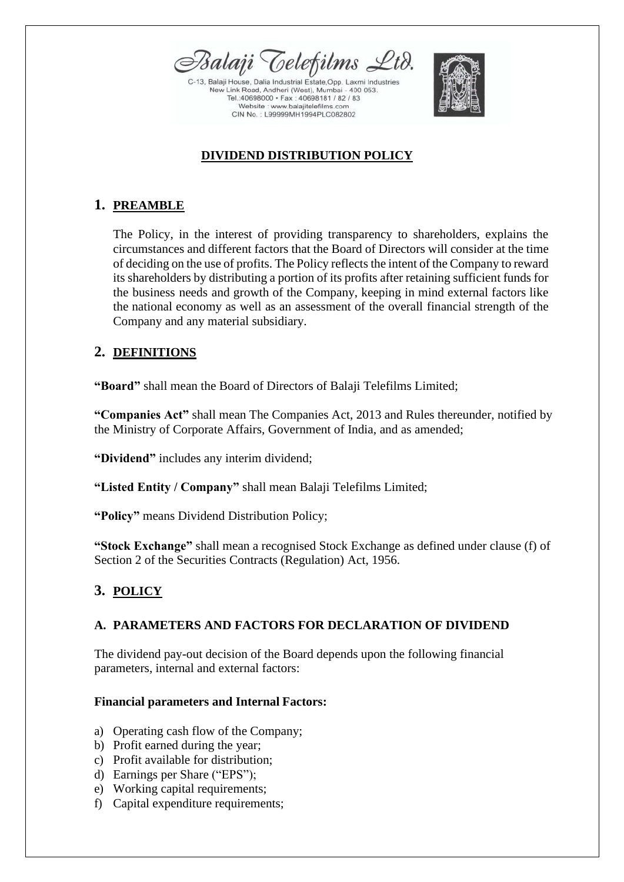Balaji Telefilms Ltd.

C-13, Balaji House, Dalia Industrial Estate,Opp. Laxmi Industries
New Link Road, Andheri (West), Mumbai - 400 053.
Tel.:40698000 • Fax : 40698181 / 82 / 83
Website : www.balajitelefilms.com
CIN No. : L99999MH1994PLC082802

# DIVIDEND DISTRIBUTION POLICY

## 1. PREAMBLE

The Policy, in the interest of providing transparency to shareholders, explains the circumstances and different factors that the Board of Directors will consider at the time of deciding on the use of profits. The Policy reflects the intent of the Company to reward its shareholders by distributing a portion of its profits after retaining sufficient funds for the business needs and growth of the Company, keeping in mind external factors like the national economy as well as an assessment of the overall financial strength of the Company and any material subsidiary.

## 2. DEFINITIONS

**"Board"** shall mean the Board of Directors of Balaji Telefilms Limited;

**"Companies Act"** shall mean The Companies Act, 2013 and Rules thereunder, notified by the Ministry of Corporate Affairs, Government of India, and as amended;

**"Dividend"** includes any interim dividend;

**"Listed Entity / Company"** shall mean Balaji Telefilms Limited;

**"Policy"** means Dividend Distribution Policy;

**"Stock Exchange"** shall mean a recognised Stock Exchange as defined under clause (f) of Section 2 of the Securities Contracts (Regulation) Act, 1956.

## 3. POLICY

### A. PARAMETERS AND FACTORS FOR DECLARATION OF DIVIDEND

The dividend pay-out decision of the Board depends upon the following financial parameters, internal and external factors:

**Financial parameters and Internal Factors:**

a) Operating cash flow of the Company;
b) Profit earned during the year;
c) Profit available for distribution;
d) Earnings per Share ("EPS");
e) Working capital requirements;
f) Capital expenditure requirements;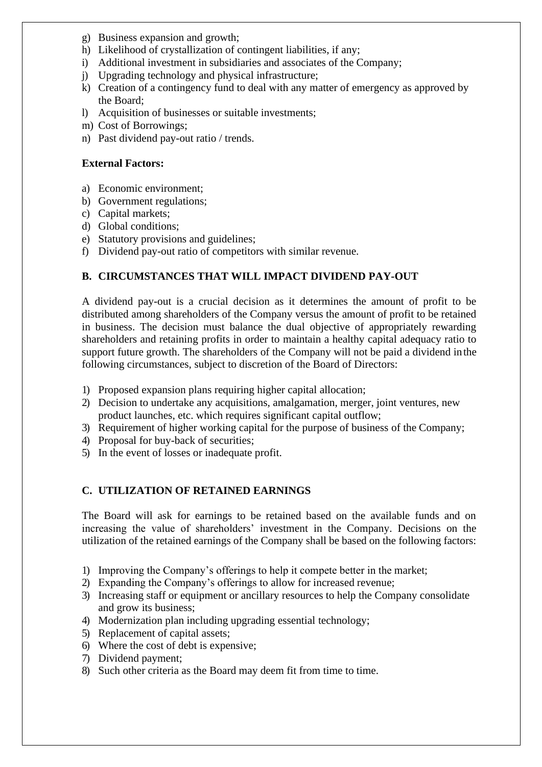g) Business expansion and growth;
h) Likelihood of crystallization of contingent liabilities, if any;
i) Additional investment in subsidiaries and associates of the Company;
j) Upgrading technology and physical infrastructure;
k) Creation of a contingency fund to deal with any matter of emergency as approved by the Board;
l) Acquisition of businesses or suitable investments;
m) Cost of Borrowings;
n) Past dividend pay-out ratio / trends.

**External Factors:**

a) Economic environment;
b) Government regulations;
c) Capital markets;
d) Global conditions;
e) Statutory provisions and guidelines;
f) Dividend pay-out ratio of competitors with similar revenue.

## B. CIRCUMSTANCES THAT WILL IMPACT DIVIDEND PAY-OUT

A dividend pay-out is a crucial decision as it determines the amount of profit to be distributed among shareholders of the Company versus the amount of profit to be retained in business. The decision must balance the dual objective of appropriately rewarding shareholders and retaining profits in order to maintain a healthy capital adequacy ratio to support future growth. The shareholders of the Company will not be paid a dividend in the following circumstances, subject to discretion of the Board of Directors:

1) Proposed expansion plans requiring higher capital allocation;
2) Decision to undertake any acquisitions, amalgamation, merger, joint ventures, new product launches, etc. which requires significant capital outflow;
3) Requirement of higher working capital for the purpose of business of the Company;
4) Proposal for buy-back of securities;
5) In the event of losses or inadequate profit.

## C. UTILIZATION OF RETAINED EARNINGS

The Board will ask for earnings to be retained based on the available funds and on increasing the value of shareholders' investment in the Company. Decisions on the utilization of the retained earnings of the Company shall be based on the following factors:

1) Improving the Company's offerings to help it compete better in the market;
2) Expanding the Company's offerings to allow for increased revenue;
3) Increasing staff or equipment or ancillary resources to help the Company consolidate and grow its business;
4) Modernization plan including upgrading essential technology;
5) Replacement of capital assets;
6) Where the cost of debt is expensive;
7) Dividend payment;
8) Such other criteria as the Board may deem fit from time to time.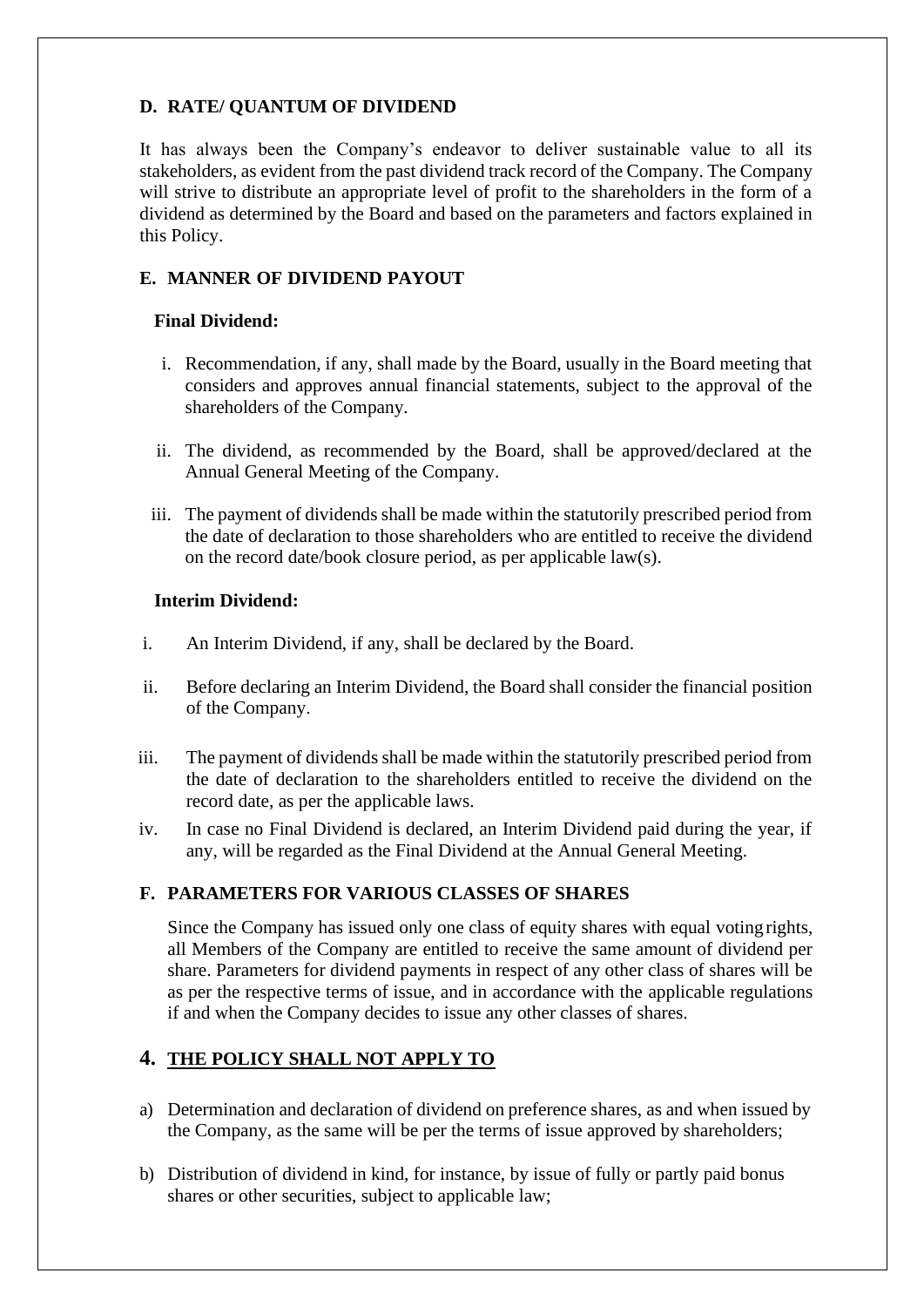### D. RATE/ QUANTUM OF DIVIDEND

It has always been the Company's endeavor to deliver sustainable value to all its stakeholders, as evident from the past dividend track record of the Company. The Company will strive to distribute an appropriate level of profit to the shareholders in the form of a dividend as determined by the Board and based on the parameters and factors explained in this Policy.

### E. MANNER OF DIVIDEND PAYOUT

**Final Dividend:**

i. Recommendation, if any, shall made by the Board, usually in the Board meeting that considers and approves annual financial statements, subject to the approval of the shareholders of the Company.

ii. The dividend, as recommended by the Board, shall be approved/declared at the Annual General Meeting of the Company.

iii. The payment of dividends shall be made within the statutorily prescribed period from the date of declaration to those shareholders who are entitled to receive the dividend on the record date/book closure period, as per applicable law(s).

**Interim Dividend:**

i. An Interim Dividend, if any, shall be declared by the Board.

ii. Before declaring an Interim Dividend, the Board shall consider the financial position of the Company.

iii. The payment of dividends shall be made within the statutorily prescribed period from the date of declaration to the shareholders entitled to receive the dividend on the record date, as per the applicable laws.

iv. In case no Final Dividend is declared, an Interim Dividend paid during the year, if any, will be regarded as the Final Dividend at the Annual General Meeting.

### F. PARAMETERS FOR VARIOUS CLASSES OF SHARES

Since the Company has issued only one class of equity shares with equal voting rights, all Members of the Company are entitled to receive the same amount of dividend per share. Parameters for dividend payments in respect of any other class of shares will be as per the respective terms of issue, and in accordance with the applicable regulations if and when the Company decides to issue any other classes of shares.

## 4. THE POLICY SHALL NOT APPLY TO

a) Determination and declaration of dividend on preference shares, as and when issued by the Company, as the same will be per the terms of issue approved by shareholders;

b) Distribution of dividend in kind, for instance, by issue of fully or partly paid bonus shares or other securities, subject to applicable law;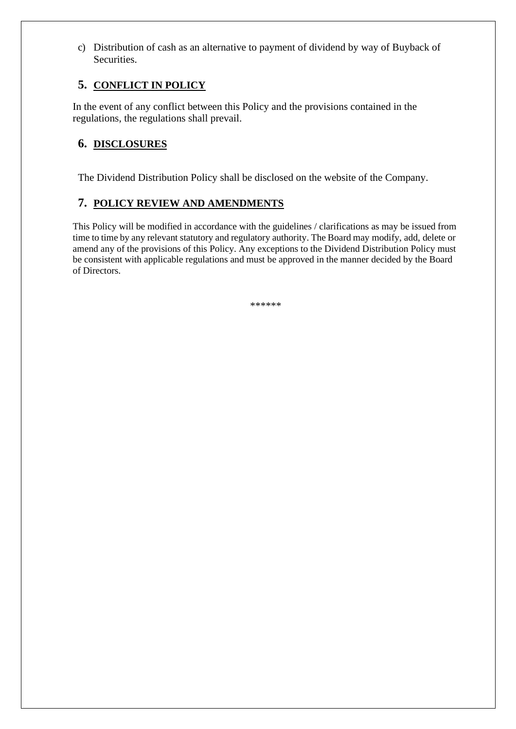c) Distribution of cash as an alternative to payment of dividend by way of Buyback of Securities.

## 5. CONFLICT IN POLICY

In the event of any conflict between this Policy and the provisions contained in the regulations, the regulations shall prevail.

## 6. DISCLOSURES

The Dividend Distribution Policy shall be disclosed on the website of the Company.

## 7. POLICY REVIEW AND AMENDMENTS

This Policy will be modified in accordance with the guidelines / clarifications as may be issued from time to time by any relevant statutory and regulatory authority. The Board may modify, add, delete or amend any of the provisions of this Policy. Any exceptions to the Dividend Distribution Policy must be consistent with applicable regulations and must be approved in the manner decided by the Board of Directors.

******